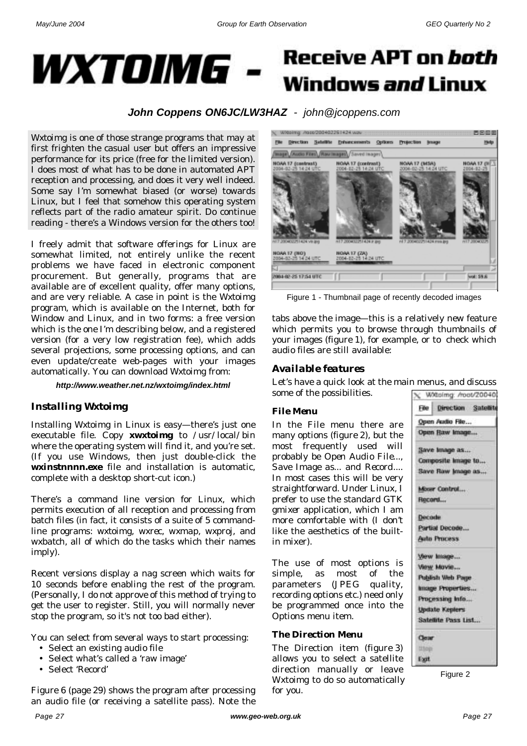# WXTOIMG - Receive APT on *both* Windows *and* Linux

***John Coppens ON6JC/LW3HAZ*** - *john@jcoppens.com*

Wxtoimg is one of those strange programs that may at first frighten the casual user but offers an impressive performance for its price (free for the limited version). I does most of what has to be done in automated APT reception and processing, and does it very well indeed. Some say I'm somewhat biased (or worse) towards Linux, but I feel that somehow this operating system reflects part of the radio amateur spirit. Do continue reading - there's a Windows version for the others too!

I freely admit that software offerings for Linux are somewhat limited, not entirely unlike the recent problems we have faced in electronic component procurement. But generally, programs that are available are of excellent quality, offer many options, and are very reliable. A case in point is the Wxtoimg program, which is available on the Internet, both for Window and Linux, and in two forms: a free version which is the one I'm describing below, and a registered version (for a very low registration fee), which adds several projections, some processing options, and can even update/create web-pages with your images automatically. You can download Wxtoimg from:

***http://www.weather.net.nz/wxtoimg/index.html***

### Installing Wxtoimg

Installing Wxtoimg in Linux is easy—there's just one executable file. Copy **xwxtoimg** to /usr/local/bin where the operating system will find it, and you're set. (If you use Windows, then just double-click the **wxinstnnnn.exe** file and installation is automatic, complete with a desktop short-cut icon.)

There's a command line version for Linux, which permits execution of all reception and processing from batch files (in fact, it consists of a suite of 5 command-line programs: wxtoimg, wxrec, wxmap, wxproj, and wxbatch, all of which do the tasks which their names imply).

Recent versions display a nag screen which waits for 10 seconds before enabling the rest of the program. (Personally, I do not approve of this method of trying to get the user to register. Still, you will normally never stop the program, so it's not too bad either).

You can select from several ways to start processing:

- Select an existing audio file
- Select what's called a 'raw image'
- Select 'Record'

Figure 6 (page 29) shows the program after processing an audio file (or receiving a satellite pass). Note the tabs above the image—this is a relatively new feature which permits you to browse through thumbnails of your images (figure 1), for example, or to check which audio files are still available:

Figure 1 - Thumbnail page of recently decoded images

### Available features

Let's have a quick look at the main menus, and discuss some of the possibilities.

#### File Menu

In the File menu there are many options (figure 2), but the most frequently used will probably be Open Audio File..., Save Image as... and Record.... In most cases this will be very straightforward. Under Linux, I prefer to use the standard GTK gmixer application, which I am more comfortable with (I don't like the aesthetics of the built-in mixer).

The use of most options is simple, as most of the parameters (JPEG quality, recording options etc.) need only be programmed once into the Options menu item.

Figure 2

#### The Direction Menu

The Direction item (figure 3) allows you to select a satellite direction manually or leave Wxtoimg to do so automatically for you.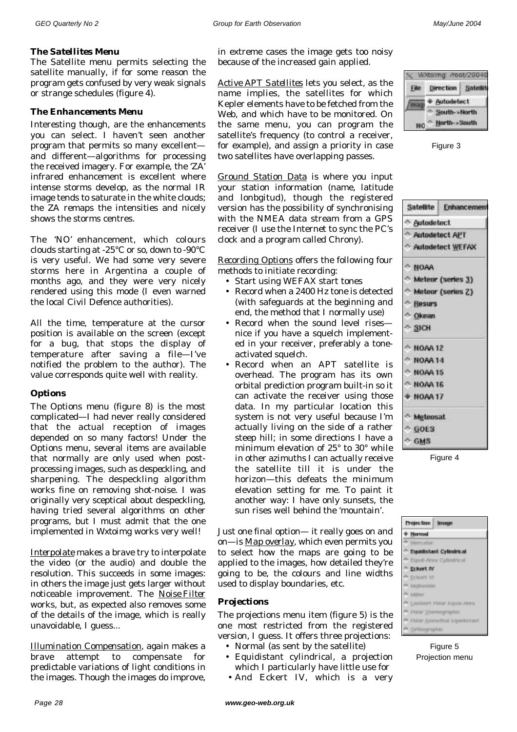### The Satellites Menu

The Satellite menu permits selecting the satellite manually, if for some reason the program gets confused by very weak signals or strange schedules (figure 4).

### The Enhancements Menu

Interesting though, are the enhancements you can select. I haven't seen another program that permits so many excellent—and different—algorithms for processing the received imagery. For example, the 'ZA' infrared enhancement is excellent where intense storms develop, as the normal IR image tends to saturate in the white clouds; the ZA remaps the intensities and nicely shows the storms centres.

The 'NO' enhancement, which colours clouds starting at -25°C or so, down to -90°C is very useful. We had some very severe storms here in Argentina a couple of months ago, and they were very nicely rendered using this mode (I even warned the local Civil Defence authorities).

All the time, temperature at the cursor position is available on the screen (except for a bug, that stops the display of temperature after saving a file—I've notified the problem to the author). The value corresponds quite well with reality.

### Options

The Options menu (figure 8) is the most complicated—I had never really considered that the actual reception of images depended on so many factors! Under the Options menu, several items are available that normally are only used when post-processing images, such as despeckling, and sharpening. The despeckling algorithm works fine on removing shot-noise. I was originally very sceptical about despeckling, having tried several algorithms on other programs, but I must admit that the one implemented in Wxtoimg works very well!

Interpolate makes a brave try to interpolate the video (or the audio) and double the resolution. This succeeds in some images: in others the image just gets larger without noticeable improvement. The Noise Filter works, but, as expected also removes some of the details of the image, which is really unavoidable, I guess...

Illumination Compensation, again makes a brave attempt to compensate for predictable variations of light conditions in the images. Though the images do improve, in extreme cases the image gets too noisy because of the increased gain applied.

Active APT Satellites lets you select, as the name implies, the satellites for which Kepler elements have to be fetched from the Web, and which have to be monitored. On the same menu, you can program the satellite's frequency (to control a receiver, for example), and assign a priority in case two satellites have overlapping passes.

Ground Station Data is where you input your station information (name, latitude and lonbgitud), though the registered version has the possibility of synchronising with the NMEA data stream from a GPS receiver (I use the Internet to sync the PC's clock and a program called Chrony).

Recording Options offers the following four methods to initiate recording:

- Start using WEFAX start tones
- Record when a 2400 Hz tone is detected (with safeguards at the beginning and end, the method that I normally use)
- Record when the sound level rises—nice if you have a squelch implemented in your receiver, preferably a tone-activated squelch.
- Record when an APT satellite is overhead. The program has its own orbital prediction program built-in so it can activate the receiver using those data. In my particular location this system is not very useful because I'm actually living on the side of a rather steep hill; in some directions I have a minimum elevation of 25° to 30° while in other azimuths I can actually receive the satellite till it is under the horizon—this defeats the minimum elevation setting for me. To paint it another way: I have only sunsets, the sun rises well behind the 'mountain'.

Just one final option— it really goes on and on—is Map overlay, which even permits you to select how the maps are going to be applied to the images, how detailed they're going to be, the colours and line widths used to display boundaries, etc.

### Projections

The projections menu item (figure 5) is the one most restricted from the registered version, I guess. It offers three projections:

- Normal (as sent by the satellite)
- Equidistant cylindrical, a projection which I particularly have little use for
- And Eckert IV, which is a very

Figure 3

Figure 4

Figure 5
Projection menu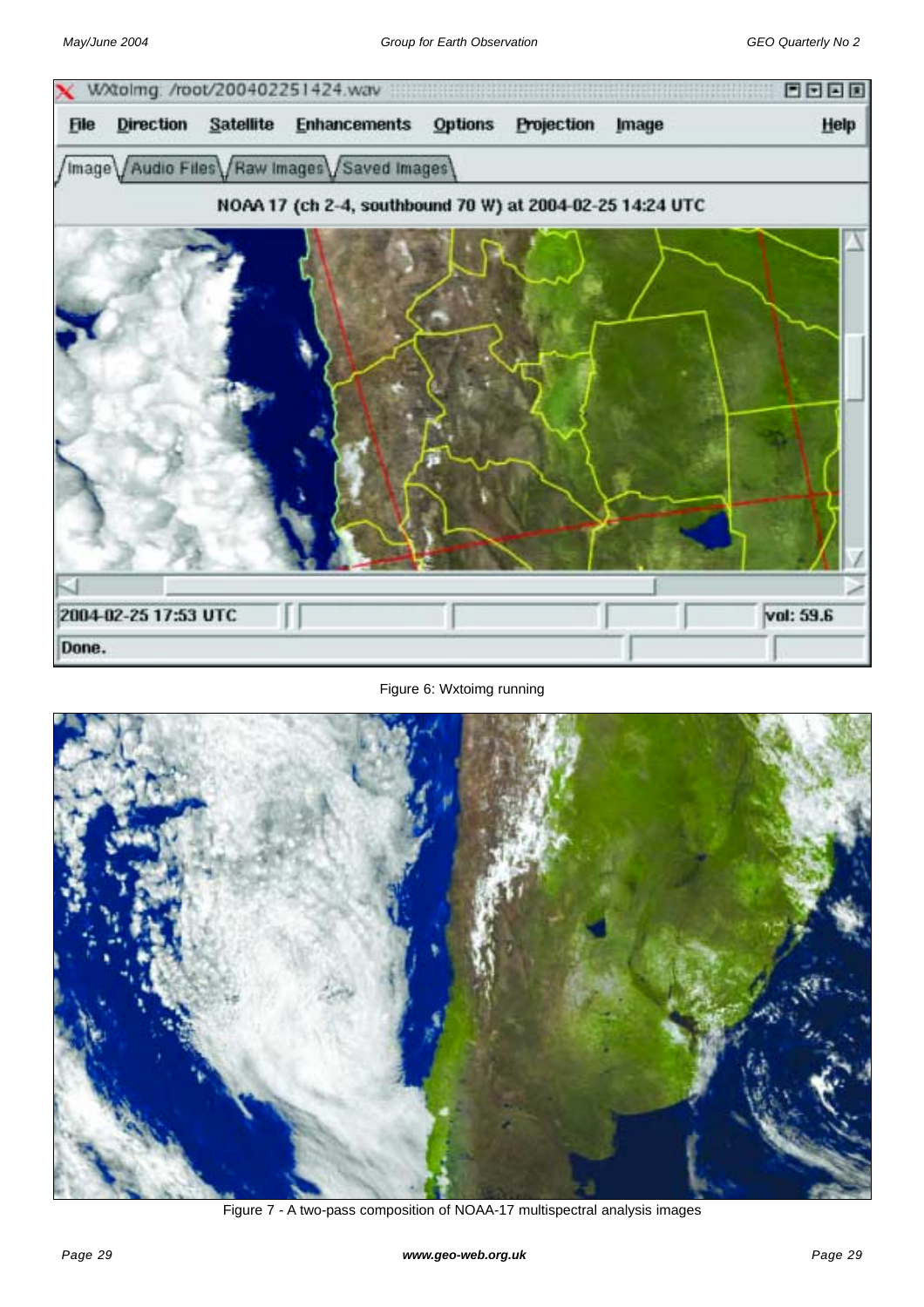Figure 6: Wxtoimg running

Figure 7 - A two-pass composition of NOAA-17 multispectral analysis images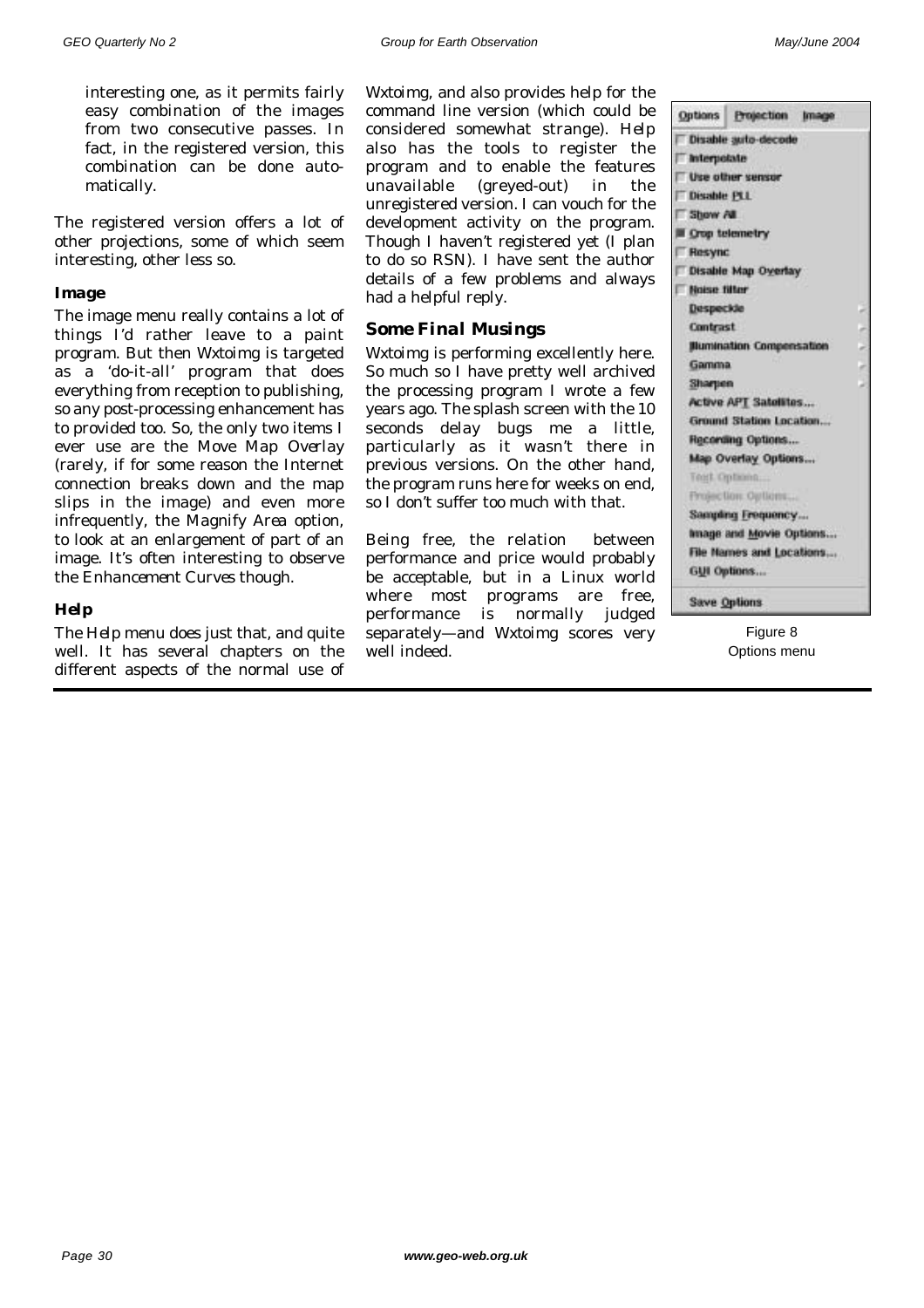interesting one, as it permits fairly easy combination of the images from two consecutive passes. In fact, in the registered version, this combination can be done automatically.

The registered version offers a lot of other projections, some of which seem interesting, other less so.

### *Image*

The image menu really contains a lot of things I'd rather leave to a paint program. But then Wxtoimg is targeted as a 'do-it-all' program that does everything from reception to publishing, so any post-processing enhancement has to provided too. So, the only two items I ever use are the *Move Map Overlay* (rarely, if for some reason the Internet connection breaks down and the map slips in the image) and even more infrequently, the *Magnify Area* option, to look at an enlargement of part of an image. It's often interesting to observe the *Enhancement Curves* though.

### *Help*

The *Help* menu does just that, and quite well. It has several chapters on the different aspects of the normal use of Wxtoimg, and also provides help for the command line version (which could be considered somewhat strange). *Help* also has the tools to register the program and to enable the features unavailable (greyed-out) in the unregistered version. I can vouch for the development activity on the program. Though I haven't registered yet (I plan to do so RSN). I have sent the author details of a few problems and always had a helpful reply.

## *Some Final Musings*

Wxtoimg is performing excellently here. So much so I have pretty well archived the processing program I wrote a few years ago. The splash screen with the 10 seconds delay bugs me a little, particularly as it wasn't there in previous versions. On the other hand, the program runs here for weeks on end, so I don't suffer too much with that.

Being free, the relation between performance and price would probably be acceptable, but in a Linux world where most programs are free, performance is normally judged separately—and Wxtoimg scores very well indeed.

Options | Projection | Image

- Disable auto-decode
- Interpolate
- Use other sensor
- Disable PLL
- Show All
- Crop telemetry
- Resync
- Disable Map Overlay
- Noise filter
- Despeckle
- Contrast
- Illumination Compensation
- Gamma
- Sharpen
- Active APT Satellites...
- Ground Station Location...
- Recording Options...
- Map Overlay Options...
- Text Options...
- Projection Options...
- Sampling Frequency...
- Image and Movie Options...
- File Names and Locations...
- GUI Options...
- Save Options

Figure 8
Options menu